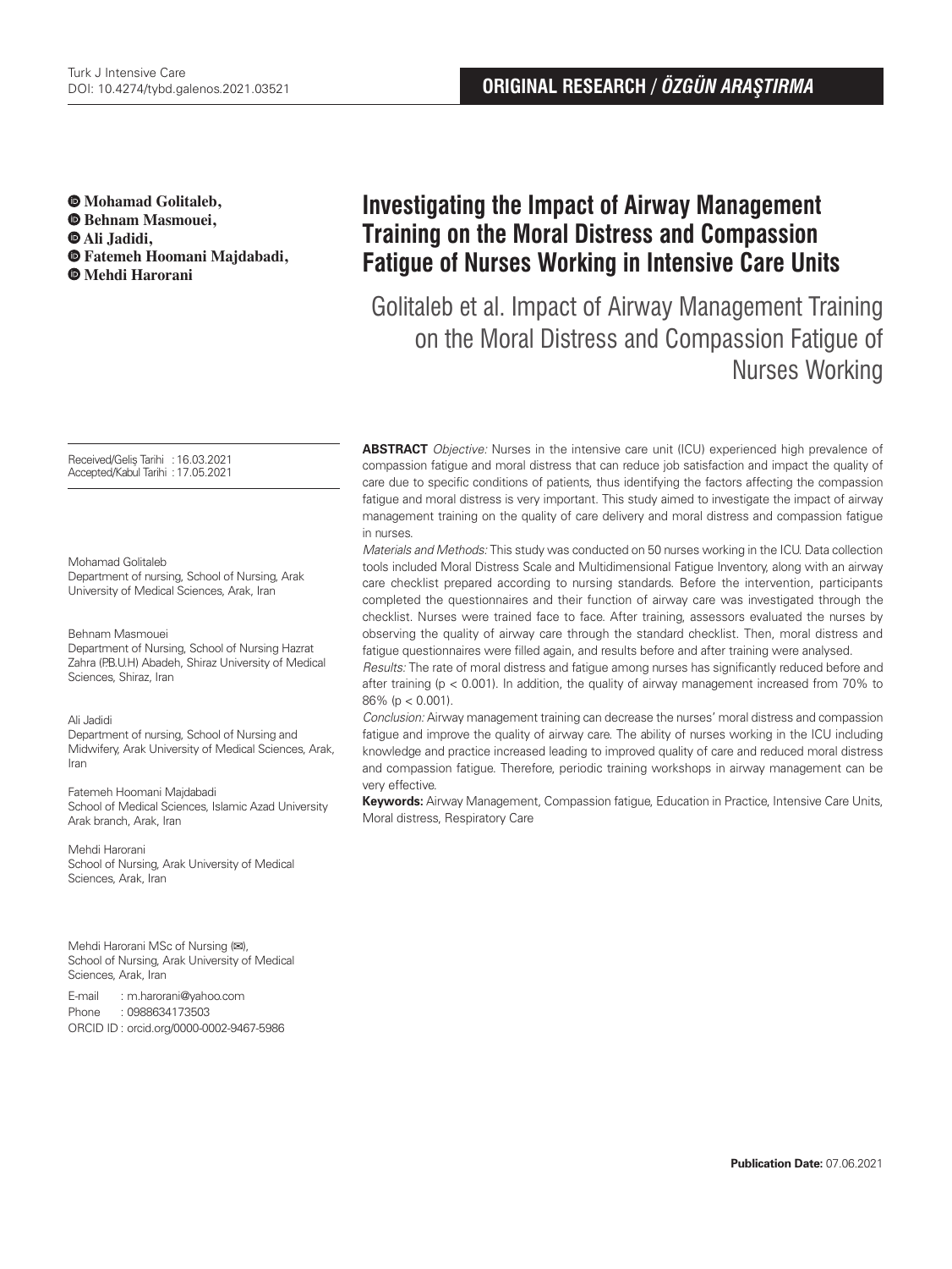**ORIGINAL RESEARCH / *ÖZGÜN ARAŞTIRMA***

# Investigating the Impact of Airway Management Training on the Moral Distress and Compassion Fatigue of Nurses Working in Intensive Care Units

Golitaleb et al. Impact of Airway Management Training on the Moral Distress and Compassion Fatigue of Nurses Working

**Mohamad Golitaleb, Behnam Masmouei, Ali Jadidi, Fatemeh Hoomani Majdabadi, Mehdi Harorani**

Received/Geliş Tarihi : 16.03.2021
Accepted/Kabul Tarihi : 17.05.2021

Mohamad Golitaleb
Department of nursing, School of Nursing, Arak University of Medical Sciences, Arak, Iran

Behnam Masmouei
Department of Nursing, School of Nursing Hazrat Zahra (P.B.U.H) Abadeh, Shiraz University of Medical Sciences, Shiraz, Iran

Ali Jadidi
Department of nursing, School of Nursing and Midwifery, Arak University of Medical Sciences, Arak, Iran

Fatemeh Hoomani Majdabadi
School of Medical Sciences, Islamic Azad University Arak branch, Arak, Iran

Mehdi Harorani
School of Nursing, Arak University of Medical Sciences, Arak, Iran

Mehdi Harorani MSc of Nursing (✉),
School of Nursing, Arak University of Medical Sciences, Arak, Iran

E-mail : m.harorani@yahoo.com
Phone : 0988634173503
ORCID ID : orcid.org/0000-0002-9467-5986

**ABSTRACT** *Objective:* Nurses in the intensive care unit (ICU) experienced high prevalence of compassion fatigue and moral distress that can reduce job satisfaction and impact the quality of care due to specific conditions of patients, thus identifying the factors affecting the compassion fatigue and moral distress is very important. This study aimed to investigate the impact of airway management training on the quality of care delivery and moral distress and compassion fatigue in nurses.

*Materials and Methods:* This study was conducted on 50 nurses working in the ICU. Data collection tools included Moral Distress Scale and Multidimensional Fatigue Inventory, along with an airway care checklist prepared according to nursing standards. Before the intervention, participants completed the questionnaires and their function of airway care was investigated through the checklist. Nurses were trained face to face. After training, assessors evaluated the nurses by observing the quality of airway care through the standard checklist. Then, moral distress and fatigue questionnaires were filled again, and results before and after training were analysed.

*Results:* The rate of moral distress and fatigue among nurses has significantly reduced before and after training ($p < 0.001$). In addition, the quality of airway management increased from 70% to 86% ($p < 0.001$).

*Conclusion:* Airway management training can decrease the nurses' moral distress and compassion fatigue and improve the quality of airway care. The ability of nurses working in the ICU including knowledge and practice increased leading to improved quality of care and reduced moral distress and compassion fatigue. Therefore, periodic training workshops in airway management can be very effective.

**Keywords:** Airway Management, Compassion fatigue, Education in Practice, Intensive Care Units, Moral distress, Respiratory Care

**Publication Date:** 07.06.2021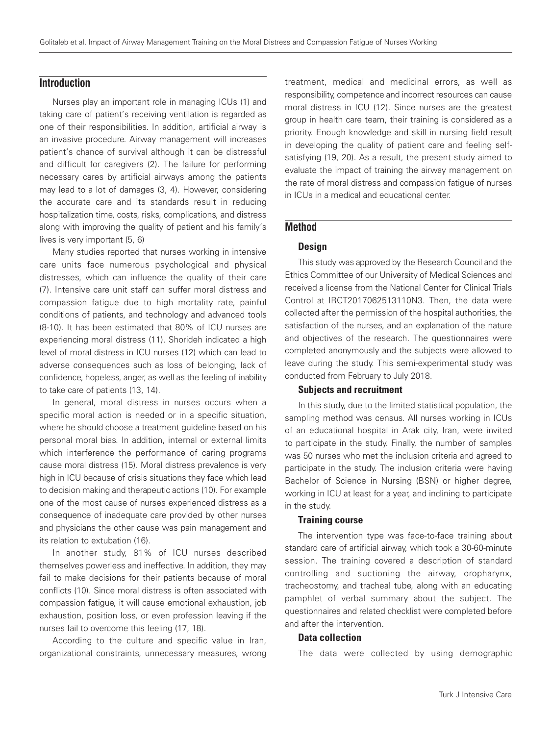## Introduction

Nurses play an important role in managing ICUs (1) and taking care of patient's receiving ventilation is regarded as one of their responsibilities. In addition, artificial airway is an invasive procedure. Airway management will increases patient's chance of survival although it can be distressful and difficult for caregivers (2). The failure for performing necessary cares by artificial airways among the patients may lead to a lot of damages (3, 4). However, considering the accurate care and its standards result in reducing hospitalization time, costs, risks, complications, and distress along with improving the quality of patient and his family's lives is very important (5, 6)

Many studies reported that nurses working in intensive care units face numerous psychological and physical distresses, which can influence the quality of their care (7). Intensive care unit staff can suffer moral distress and compassion fatigue due to high mortality rate, painful conditions of patients, and technology and advanced tools (8-10). It has been estimated that 80% of ICU nurses are experiencing moral distress (11). Shorideh indicated a high level of moral distress in ICU nurses (12) which can lead to adverse consequences such as loss of belonging, lack of confidence, hopeless, anger, as well as the feeling of inability to take care of patients (13, 14).

In general, moral distress in nurses occurs when a specific moral action is needed or in a specific situation, where he should choose a treatment guideline based on his personal moral bias. In addition, internal or external limits which interference the performance of caring programs cause moral distress (15). Moral distress prevalence is very high in ICU because of crisis situations they face which lead to decision making and therapeutic actions (10). For example one of the most cause of nurses experienced distress as a consequence of inadequate care provided by other nurses and physicians the other cause was pain management and its relation to extubation (16).

In another study, 81% of ICU nurses described themselves powerless and ineffective. In addition, they may fail to make decisions for their patients because of moral conflicts (10). Since moral distress is often associated with compassion fatigue, it will cause emotional exhaustion, job exhaustion, position loss, or even profession leaving if the nurses fail to overcome this feeling (17, 18).

According to the culture and specific value in Iran, organizational constraints, unnecessary measures, wrong treatment, medical and medicinal errors, as well as responsibility, competence and incorrect resources can cause moral distress in ICU (12). Since nurses are the greatest group in health care team, their training is considered as a priority. Enough knowledge and skill in nursing field result in developing the quality of patient care and feeling self-satisfying (19, 20). As a result, the present study aimed to evaluate the impact of training the airway management on the rate of moral distress and compassion fatigue of nurses in ICUs in a medical and educational center.

## Method

### Design

This study was approved by the Research Council and the Ethics Committee of our University of Medical Sciences and received a license from the National Center for Clinical Trials Control at IRCT2017062513110N3. Then, the data were collected after the permission of the hospital authorities, the satisfaction of the nurses, and an explanation of the nature and objectives of the research. The questionnaires were completed anonymously and the subjects were allowed to leave during the study. This semi-experimental study was conducted from February to July 2018.

### Subjects and recruitment

In this study, due to the limited statistical population, the sampling method was census. All nurses working in ICUs of an educational hospital in Arak city, Iran, were invited to participate in the study. Finally, the number of samples was 50 nurses who met the inclusion criteria and agreed to participate in the study. The inclusion criteria were having Bachelor of Science in Nursing (BSN) or higher degree, working in ICU at least for a year, and inclining to participate in the study.

### Training course

The intervention type was face-to-face training about standard care of artificial airway, which took a 30-60-minute session. The training covered a description of standard controlling and suctioning the airway, oropharynx, tracheostomy, and tracheal tube, along with an educating pamphlet of verbal summary about the subject. The questionnaires and related checklist were completed before and after the intervention.

### Data collection

The data were collected by using demographic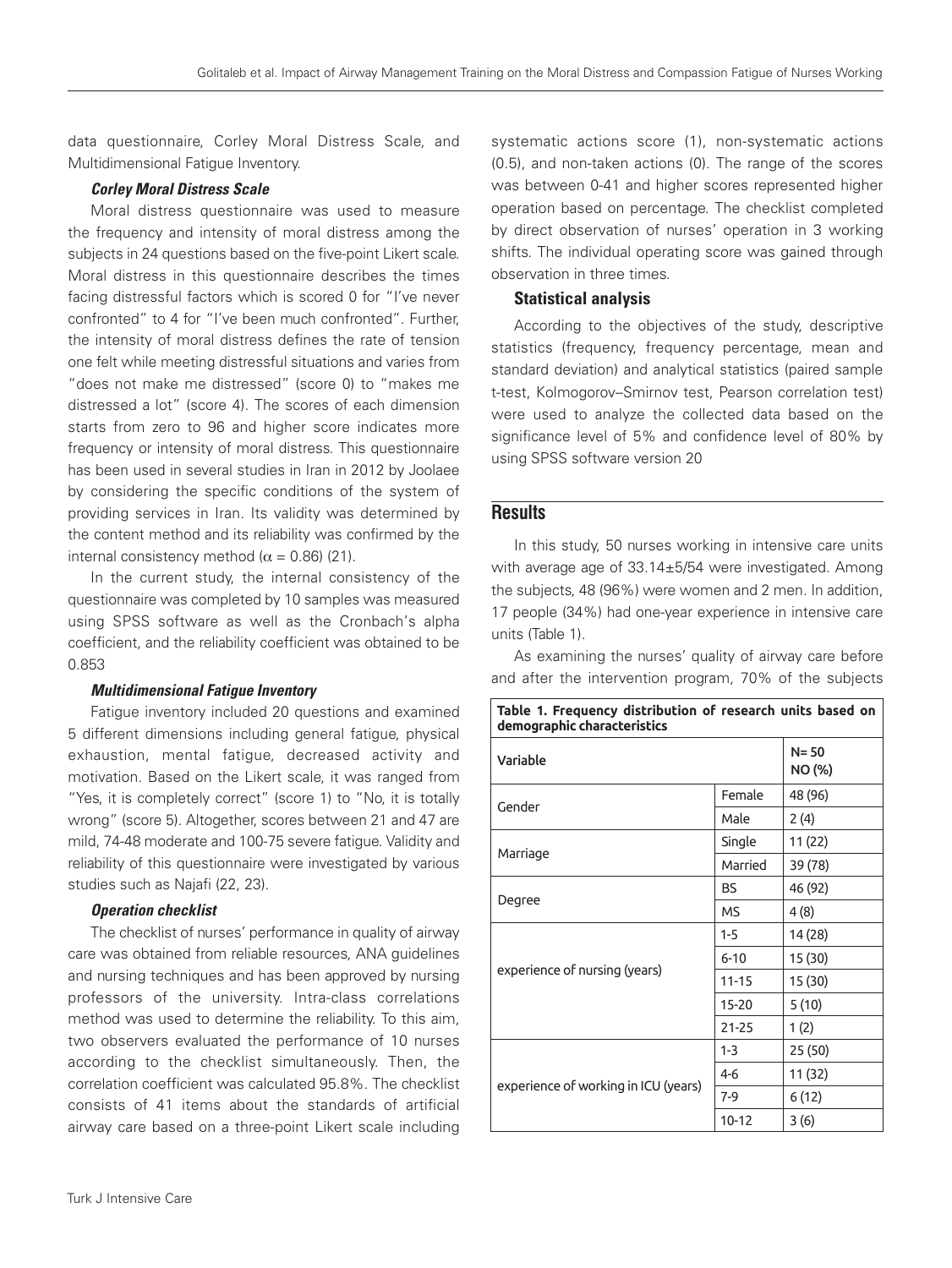data questionnaire, Corley Moral Distress Scale, and Multidimensional Fatigue Inventory.

#### *Corley Moral Distress Scale*

Moral distress questionnaire was used to measure the frequency and intensity of moral distress among the subjects in 24 questions based on the five-point Likert scale. Moral distress in this questionnaire describes the times facing distressful factors which is scored 0 for "I've never confronted" to 4 for "I've been much confronted". Further, the intensity of moral distress defines the rate of tension one felt while meeting distressful situations and varies from "does not make me distressed" (score 0) to "makes me distressed a lot" (score 4). The scores of each dimension starts from zero to 96 and higher score indicates more frequency or intensity of moral distress. This questionnaire has been used in several studies in Iran in 2012 by Joolaee by considering the specific conditions of the system of providing services in Iran. Its validity was determined by the content method and its reliability was confirmed by the internal consistency method ($\alpha = 0.86$) (21).

In the current study, the internal consistency of the questionnaire was completed by 10 samples was measured using SPSS software as well as the Cronbach's alpha coefficient, and the reliability coefficient was obtained to be 0.853

#### *Multidimensional Fatigue Inventory*

Fatigue inventory included 20 questions and examined 5 different dimensions including general fatigue, physical exhaustion, mental fatigue, decreased activity and motivation. Based on the Likert scale, it was ranged from "Yes, it is completely correct" (score 1) to "No, it is totally wrong" (score 5). Altogether, scores between 21 and 47 are mild, 74-48 moderate and 100-75 severe fatigue. Validity and reliability of this questionnaire were investigated by various studies such as Najafi (22, 23).

#### *Operation checklist*

The checklist of nurses' performance in quality of airway care was obtained from reliable resources, ANA guidelines and nursing techniques and has been approved by nursing professors of the university. Intra-class correlations method was used to determine the reliability. To this aim, two observers evaluated the performance of 10 nurses according to the checklist simultaneously. Then, the correlation coefficient was calculated 95.8%. The checklist consists of 41 items about the standards of artificial airway care based on a three-point Likert scale including systematic actions score (1), non-systematic actions (0.5), and non-taken actions (0). The range of the scores was between 0-41 and higher scores represented higher operation based on percentage. The checklist completed by direct observation of nurses' operation in 3 working shifts. The individual operating score was gained through observation in three times.

### Statistical analysis

According to the objectives of the study, descriptive statistics (frequency, frequency percentage, mean and standard deviation) and analytical statistics (paired sample t-test, Kolmogorov–Smirnov test, Pearson correlation test) were used to analyze the collected data based on the significance level of 5% and confidence level of 80% by using SPSS software version 20

## Results

In this study, 50 nurses working in intensive care units with average age of 33.14±5/54 were investigated. Among the subjects, 48 (96%) were women and 2 men. In addition, 17 people (34%) had one-year experience in intensive care units (Table 1).

As examining the nurses' quality of airway care before and after the intervention program, 70% of the subjects

**Table 1. Frequency distribution of research units based on demographic characteristics**

| Variable | | N= 50 NO (%) |
|---|---|---|
| Gender | Female | 48 (96) |
| | Male | 2 (4) |
| Marriage | Single | 11 (22) |
| | Married | 39 (78) |
| Degree | BS | 46 (92) |
| | MS | 4 (8) |
| experience of nursing (years) | 1-5 | 14 (28) |
| | 6-10 | 15 (30) |
| | 11-15 | 15 (30) |
| | 15-20 | 5 (10) |
| | 21-25 | 1 (2) |
| experience of working in ICU (years) | 1-3 | 25 (50) |
| | 4-6 | 11 (32) |
| | 7-9 | 6 (12) |
| | 10-12 | 3 (6) |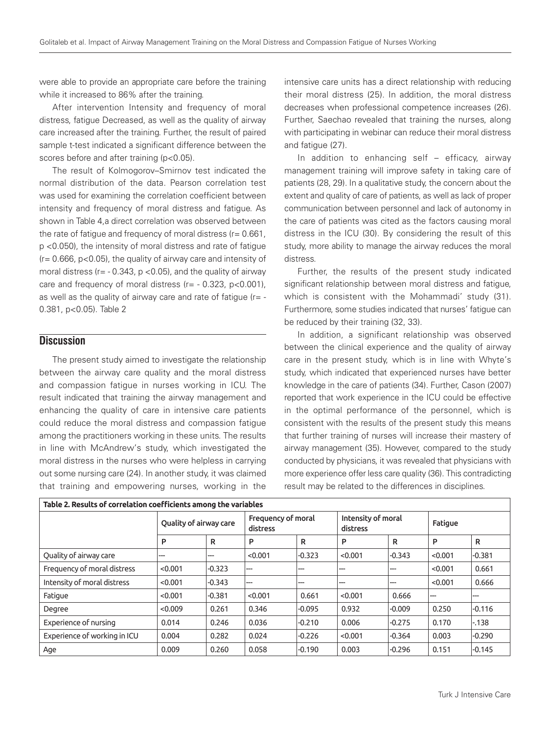were able to provide an appropriate care before the training while it increased to 86% after the training.

After intervention Intensity and frequency of moral distress, fatigue Decreased, as well as the quality of airway care increased after the training. Further, the result of paired sample t-test indicated a significant difference between the scores before and after training ($p<0.05$).

The result of Kolmogorov–Smirnov test indicated the normal distribution of the data. Pearson correlation test was used for examining the correlation coefficient between intensity and frequency of moral distress and fatigue. As shown in Table 4,a direct correlation was observed between the rate of fatigue and frequency of moral distress ($r= 0.661$, $p <0.050$), the intensity of moral distress and rate of fatigue ($r= 0.666$, $p<0.05$), the quality of airway care and intensity of moral distress ($r= - 0.343$, $p <0.05$), and the quality of airway care and frequency of moral distress ($r= - 0.323$, $p<0.001$), as well as the quality of airway care and rate of fatigue ($r= - 0.381$, $p<0.05$). Table 2

## Discussion

The present study aimed to investigate the relationship between the airway care quality and the moral distress and compassion fatigue in nurses working in ICU. The result indicated that training the airway management and enhancing the quality of care in intensive care patients could reduce the moral distress and compassion fatigue among the practitioners working in these units. The results in line with McAndrew's study, which investigated the moral distress in the nurses who were helpless in carrying out some nursing care (24). In another study, it was claimed that training and empowering nurses, working in the intensive care units has a direct relationship with reducing their moral distress (25). In addition, the moral distress decreases when professional competence increases (26). Further, Saechao revealed that training the nurses, along with participating in webinar can reduce their moral distress and fatigue (27).

In addition to enhancing self – efficacy, airway management training will improve safety in taking care of patients (28, 29). In a qualitative study, the concern about the extent and quality of care of patients, as well as lack of proper communication between personnel and lack of autonomy in the care of patients was cited as the factors causing moral distress in the ICU (30). By considering the result of this study, more ability to manage the airway reduces the moral distress.

Further, the results of the present study indicated significant relationship between moral distress and fatigue, which is consistent with the Mohammadi' study (31). Furthermore, some studies indicated that nurses' fatigue can be reduced by their training (32, 33).

In addition, a significant relationship was observed between the clinical experience and the quality of airway care in the present study, which is in line with Whyte's study, which indicated that experienced nurses have better knowledge in the care of patients (34). Further, Cason (2007) reported that work experience in the ICU could be effective in the optimal performance of the personnel, which is consistent with the results of the present study this means that further training of nurses will increase their mastery of airway management (35). However, compared to the study conducted by physicians, it was revealed that physicians with more experience offer less care quality (36). This contradicting result may be related to the differences in disciplines.

**Table 2. Results of correlation coefficients among the variables**

| | Quality of airway care | | Frequency of moral distress | | Intensity of moral distress | | Fatigue | |
|---|---|---|---|---|---|---|---|---|
| | P | R | P | R | P | R | P | R |
| Quality of airway care | --- | --- | <0.001 | -0.323 | <0.001 | -0.343 | <0.001 | -0.381 |
| Frequency of moral distress | <0.001 | -0.323 | --- | --- | --- | --- | <0.001 | 0.661 |
| Intensity of moral distress | <0.001 | -0.343 | --- | --- | --- | --- | <0.001 | 0.666 |
| Fatigue | <0.001 | -0.381 | <0.001 | 0.661 | <0.001 | 0.666 | --- | --- |
| Degree | <0.009 | 0.261 | 0.346 | -0.095 | 0.932 | -0.009 | 0.250 | -0.116 |
| Experience of nursing | 0.014 | 0.246 | 0.036 | -0.210 | 0.006 | -0.275 | 0.170 | -.138 |
| Experience of working in ICU | 0.004 | 0.282 | 0.024 | -0.226 | <0.001 | -0.364 | 0.003 | -0.290 |
| Age | 0.009 | 0.260 | 0.058 | -0.190 | 0.003 | -0.296 | 0.151 | -0.145 |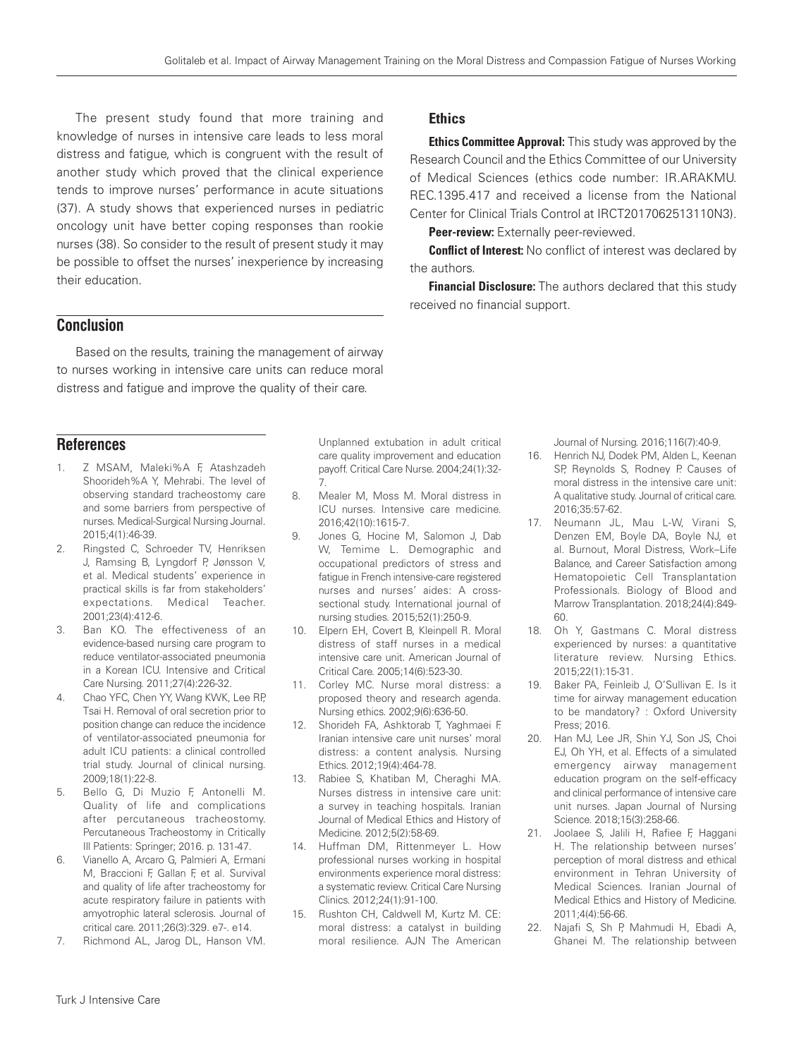The present study found that more training and knowledge of nurses in intensive care leads to less moral distress and fatigue, which is congruent with the result of another study which proved that the clinical experience tends to improve nurses' performance in acute situations (37). A study shows that experienced nurses in pediatric oncology unit have better coping responses than rookie nurses (38). So consider to the result of present study it may be possible to offset the nurses' inexperience by increasing their education.

## Conclusion

Based on the results, training the management of airway to nurses working in intensive care units can reduce moral distress and fatigue and improve the quality of their care.

## Ethics

**Ethics Committee Approval:** This study was approved by the Research Council and the Ethics Committee of our University of Medical Sciences (ethics code number: IR.ARAKMU.REC.1395.417 and received a license from the National Center for Clinical Trials Control at IRCT2017062513110N3).

**Peer-review:** Externally peer-reviewed.

**Conflict of Interest:** No conflict of interest was declared by the authors.

**Financial Disclosure:** The authors declared that this study received no financial support.

## References

1. Z MSAM, Maleki%A F, Atashzadeh Shoorideh%A Y, Mehrabi. The level of observing standard tracheostomy care and some barriers from perspective of nurses. Medical-Surgical Nursing Journal. 2015;4(1):46-39.
2. Ringsted C, Schroeder TV, Henriksen J, Ramsing B, Lyngdorf P, Jønsson V, et al. Medical students' experience in practical skills is far from stakeholders' expectations. Medical Teacher. 2001;23(4):412-6.
3. Ban KO. The effectiveness of an evidence-based nursing care program to reduce ventilator-associated pneumonia in a Korean ICU. Intensive and Critical Care Nursing. 2011;27(4):226-32.
4. Chao YFC, Chen YY, Wang KWK, Lee RP, Tsai H. Removal of oral secretion prior to position change can reduce the incidence of ventilator-associated pneumonia for adult ICU patients: a clinical controlled trial study. Journal of clinical nursing. 2009;18(1):22-8.
5. Bello G, Di Muzio F, Antonelli M. Quality of life and complications after percutaneous tracheostomy. Percutaneous Tracheostomy in Critically Ill Patients: Springer; 2016. p. 131-47.
6. Vianello A, Arcaro G, Palmieri A, Ermani M, Braccioni F, Gallan F, et al. Survival and quality of life after tracheostomy for acute respiratory failure in patients with amyotrophic lateral sclerosis. Journal of critical care. 2011;26(3):329. e7-. e14.
7. Richmond AL, Jarog DL, Hanson VM. Unplanned extubation in adult critical care quality improvement and education payoff. Critical Care Nurse. 2004;24(1):32-7.
8. Mealer M, Moss M. Moral distress in ICU nurses. Intensive care medicine. 2016;42(10):1615-7.
9. Jones G, Hocine M, Salomon J, Dab W, Temime L. Demographic and occupational predictors of stress and fatigue in French intensive-care registered nurses and nurses' aides: A cross-sectional study. International journal of nursing studies. 2015;52(1):250-9.
10. Elpern EH, Covert B, Kleinpell R. Moral distress of staff nurses in a medical intensive care unit. American Journal of Critical Care. 2005;14(6):523-30.
11. Corley MC. Nurse moral distress: a proposed theory and research agenda. Nursing ethics. 2002;9(6):636-50.
12. Shorideh FA, Ashktorab T, Yaghmaei F. Iranian intensive care unit nurses' moral distress: a content analysis. Nursing Ethics. 2012;19(4):464-78.
13. Rabiee S, Khatiban M, Cheraghi MA. Nurses distress in intensive care unit: a survey in teaching hospitals. Iranian Journal of Medical Ethics and History of Medicine. 2012;5(2):58-69.
14. Huffman DM, Rittenmeyer L. How professional nurses working in hospital environments experience moral distress: a systematic review. Critical Care Nursing Clinics. 2012;24(1):91-100.
15. Rushton CH, Caldwell M, Kurtz M. CE: moral distress: a catalyst in building moral resilience. AJN The American Journal of Nursing. 2016;116(7):40-9.
16. Henrich NJ, Dodek PM, Alden L, Keenan SP, Reynolds S, Rodney P. Causes of moral distress in the intensive care unit: A qualitative study. Journal of critical care. 2016;35:57-62.
17. Neumann JL, Mau L-W, Virani S, Denzen EM, Boyle DA, Boyle NJ, et al. Burnout, Moral Distress, Work–Life Balance, and Career Satisfaction among Hematopoietic Cell Transplantation Professionals. Biology of Blood and Marrow Transplantation. 2018;24(4):849-60.
18. Oh Y, Gastmans C. Moral distress experienced by nurses: a quantitative literature review. Nursing Ethics. 2015;22(1):15-31.
19. Baker PA, Feinleib J, O'Sullivan E. Is it time for airway management education to be mandatory? : Oxford University Press; 2016.
20. Han MJ, Lee JR, Shin YJ, Son JS, Choi EJ, Oh YH, et al. Effects of a simulated emergency airway management education program on the self-efficacy and clinical performance of intensive care unit nurses. Japan Journal of Nursing Science. 2018;15(3):258-66.
21. Joolaee S, Jalili H, Rafiee F, Haggani H. The relationship between nurses' perception of moral distress and ethical environment in Tehran University of Medical Sciences. Iranian Journal of Medical Ethics and History of Medicine. 2011;4(4):56-66.
22. Najafi S, Sh P, Mahmudi H, Ebadi A, Ghanei M. The relationship between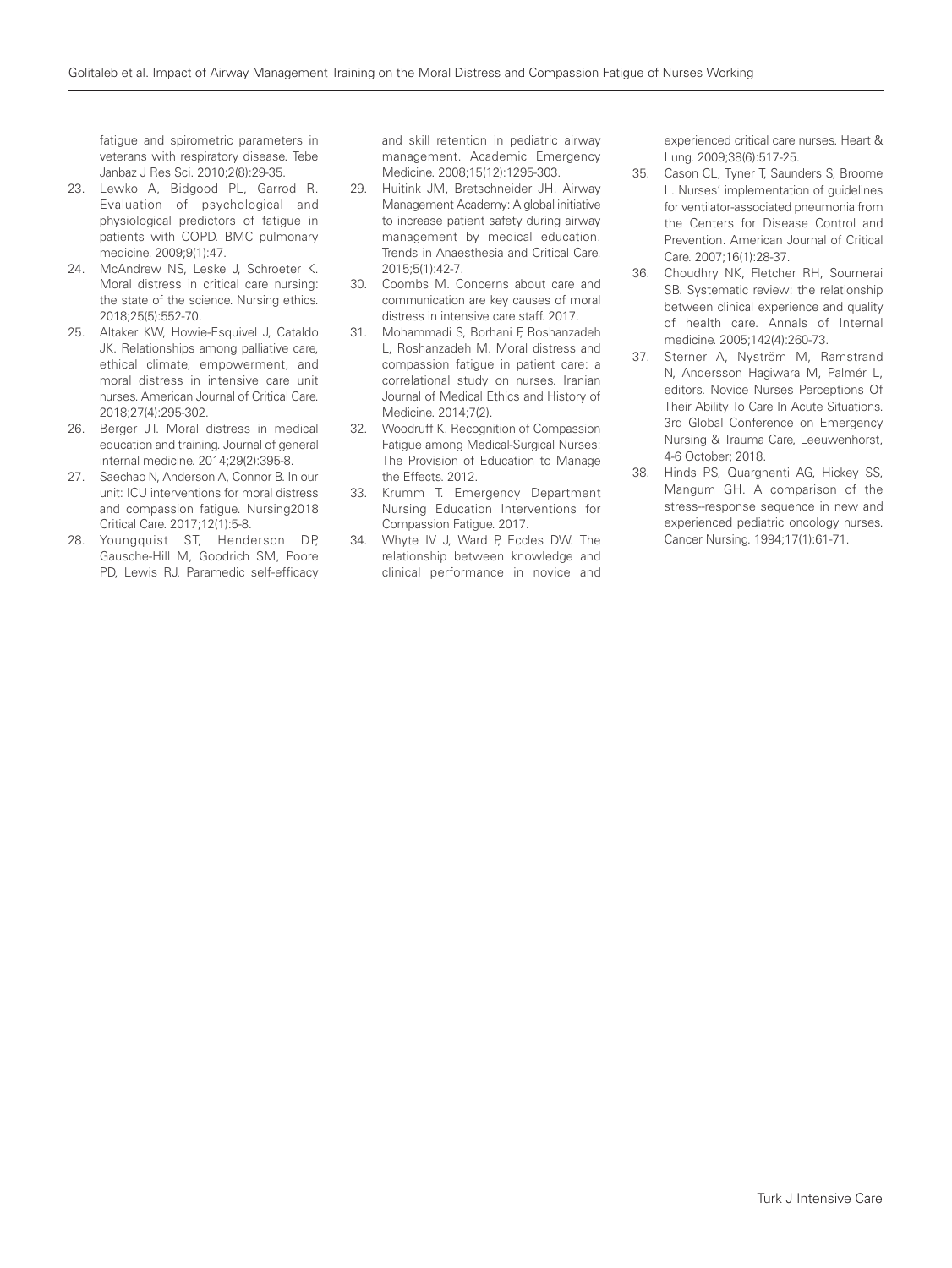fatigue and spirometric parameters in veterans with respiratory disease. Tebe Janbaz J Res Sci. 2010;2(8):29-35.

23. Lewko A, Bidgood PL, Garrod R. Evaluation of psychological and physiological predictors of fatigue in patients with COPD. BMC pulmonary medicine. 2009;9(1):47.
24. McAndrew NS, Leske J, Schroeter K. Moral distress in critical care nursing: the state of the science. Nursing ethics. 2018;25(5):552-70.
25. Altaker KW, Howie-Esquivel J, Cataldo JK. Relationships among palliative care, ethical climate, empowerment, and moral distress in intensive care unit nurses. American Journal of Critical Care. 2018;27(4):295-302.
26. Berger JT. Moral distress in medical education and training. Journal of general internal medicine. 2014;29(2):395-8.
27. Saechao N, Anderson A, Connor B. In our unit: ICU interventions for moral distress and compassion fatigue. Nursing2018 Critical Care. 2017;12(1):5-8.
28. Youngquist ST, Henderson DP, Gausche-Hill M, Goodrich SM, Poore PD, Lewis RJ. Paramedic self-efficacy and skill retention in pediatric airway management. Academic Emergency Medicine. 2008;15(12):1295-303.
29. Huitink JM, Bretschneider JH. Airway Management Academy: A global initiative to increase patient safety during airway management by medical education. Trends in Anaesthesia and Critical Care. 2015;5(1):42-7.
30. Coombs M. Concerns about care and communication are key causes of moral distress in intensive care staff. 2017.
31. Mohammadi S, Borhani F, Roshanzadeh L, Roshanzadeh M. Moral distress and compassion fatigue in patient care: a correlational study on nurses. Iranian Journal of Medical Ethics and History of Medicine. 2014;7(2).
32. Woodruff K. Recognition of Compassion Fatigue among Medical-Surgical Nurses: The Provision of Education to Manage the Effects. 2012.
33. Krumm T. Emergency Department Nursing Education Interventions for Compassion Fatigue. 2017.
34. Whyte IV J, Ward P, Eccles DW. The relationship between knowledge and clinical performance in novice and experienced critical care nurses. Heart & Lung. 2009;38(6):517-25.
35. Cason CL, Tyner T, Saunders S, Broome L. Nurses' implementation of guidelines for ventilator-associated pneumonia from the Centers for Disease Control and Prevention. American Journal of Critical Care. 2007;16(1):28-37.
36. Choudhry NK, Fletcher RH, Soumerai SB. Systematic review: the relationship between clinical experience and quality of health care. Annals of Internal medicine. 2005;142(4):260-73.
37. Sterner A, Nyström M, Ramstrand N, Andersson Hagiwara M, Palmér L, editors. Novice Nurses Perceptions Of Their Ability To Care In Acute Situations. 3rd Global Conference on Emergency Nursing & Trauma Care, Leeuwenhorst, 4-6 October; 2018.
38. Hinds PS, Quargnenti AG, Hickey SS, Mangum GH. A comparison of the stress--response sequence in new and experienced pediatric oncology nurses. Cancer Nursing. 1994;17(1):61-71.